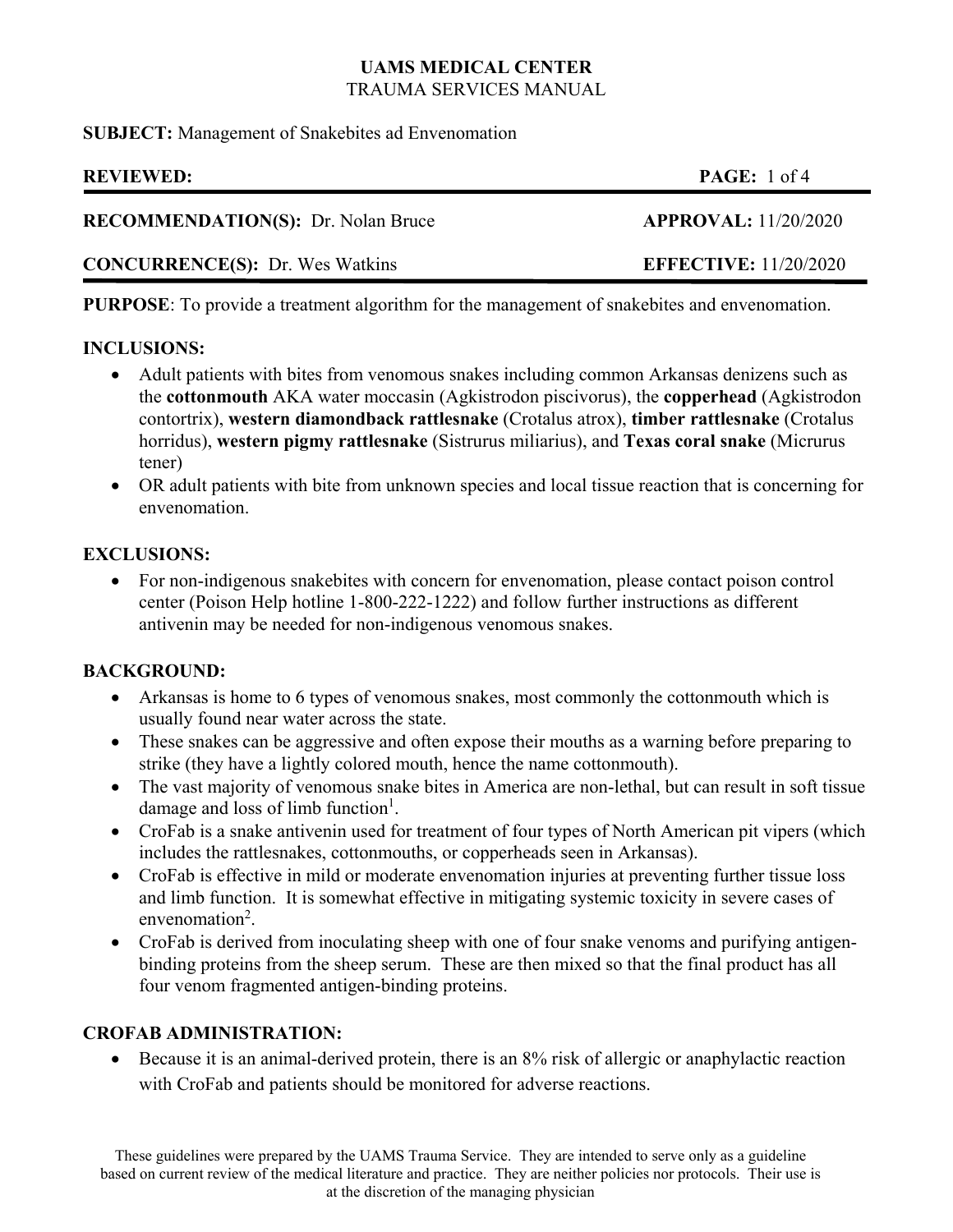**UAMS MEDICAL CENTER**
TRAUMA SERVICES MANUAL

**SUBJECT:** Management of Snakebites ad Envenomation

| | |
|---|---|
| **REVIEWED:** | **PAGE:** 1 of 4 |
| **RECOMMENDATION(S):** Dr. Nolan Bruce | **APPROVAL:** 11/20/2020 |
| **CONCURRENCE(S):** Dr. Wes Watkins | **EFFECTIVE:** 11/20/2020 |

**PURPOSE**: To provide a treatment algorithm for the management of snakebites and envenomation.

## INCLUSIONS:

- Adult patients with bites from venomous snakes including common Arkansas denizens such as the **cottonmouth** AKA water moccasin (Agkistrodon piscivorus), the **copperhead** (Agkistrodon contortrix), **western diamondback rattlesnake** (Crotalus atrox), **timber rattlesnake** (Crotalus horridus), **western pigmy rattlesnake** (Sistrurus miliarius), and **Texas coral snake** (Micrurus tener)
- OR adult patients with bite from unknown species and local tissue reaction that is concerning for envenomation.

## EXCLUSIONS:

- For non-indigenous snakebites with concern for envenomation, please contact poison control center (Poison Help hotline 1-800-222-1222) and follow further instructions as different antivenin may be needed for non-indigenous venomous snakes.

## BACKGROUND:

- Arkansas is home to 6 types of venomous snakes, most commonly the cottonmouth which is usually found near water across the state.
- These snakes can be aggressive and often expose their mouths as a warning before preparing to strike (they have a lightly colored mouth, hence the name cottonmouth).
- The vast majority of venomous snake bites in America are non-lethal, but can result in soft tissue damage and loss of limb function[1].
- CroFab is a snake antivenin used for treatment of four types of North American pit vipers (which includes the rattlesnakes, cottonmouths, or copperheads seen in Arkansas).
- CroFab is effective in mild or moderate envenomation injuries at preventing further tissue loss and limb function. It is somewhat effective in mitigating systemic toxicity in severe cases of envenomation[2].
- CroFab is derived from inoculating sheep with one of four snake venoms and purifying antigen-binding proteins from the sheep serum. These are then mixed so that the final product has all four venom fragmented antigen-binding proteins.

## CROFAB ADMINISTRATION:

- Because it is an animal-derived protein, there is an 8% risk of allergic or anaphylactic reaction with CroFab and patients should be monitored for adverse reactions.

These guidelines were prepared by the UAMS Trauma Service. They are intended to serve only as a guideline based on current review of the medical literature and practice. They are neither policies nor protocols. Their use is at the discretion of the managing physician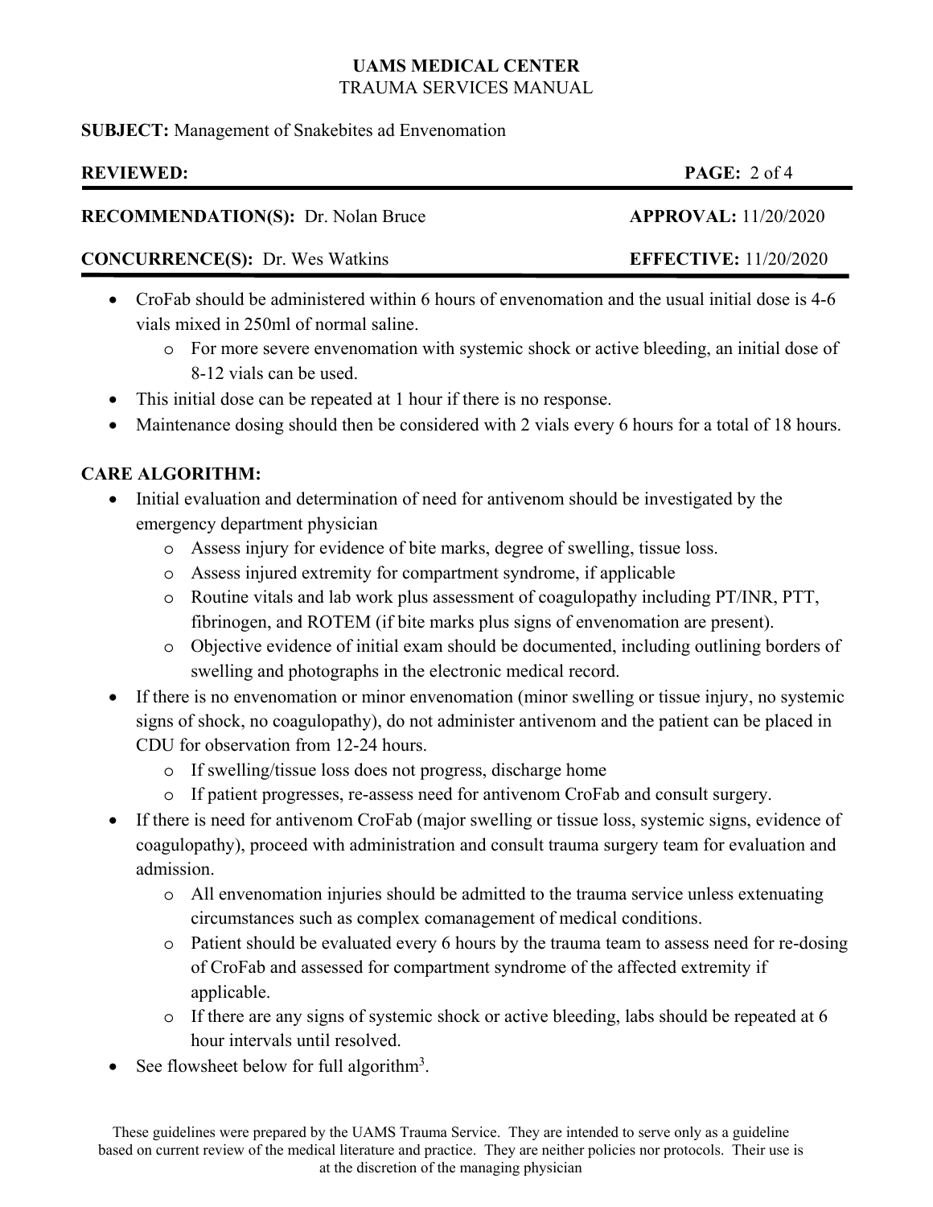- CroFab should be administered within 6 hours of envenomation and the usual initial dose is 4-6 vials mixed in 250ml of normal saline.
    - For more severe envenomation with systemic shock or active bleeding, an initial dose of 8-12 vials can be used.
- This initial dose can be repeated at 1 hour if there is no response.
- Maintenance dosing should then be considered with 2 vials every 6 hours for a total of 18 hours.

**CARE ALGORITHM:**

- Initial evaluation and determination of need for antivenom should be investigated by the emergency department physician
    - Assess injury for evidence of bite marks, degree of swelling, tissue loss.
    - Assess injured extremity for compartment syndrome, if applicable
    - Routine vitals and lab work plus assessment of coagulopathy including PT/INR, PTT, fibrinogen, and ROTEM (if bite marks plus signs of envenomation are present).
    - Objective evidence of initial exam should be documented, including outlining borders of swelling and photographs in the electronic medical record.
- If there is no envenomation or minor envenomation (minor swelling or tissue injury, no systemic signs of shock, no coagulopathy), do not administer antivenom and the patient can be placed in CDU for observation from 12-24 hours.
    - If swelling/tissue loss does not progress, discharge home
    - If patient progresses, re-assess need for antivenom CroFab and consult surgery.
- If there is need for antivenom CroFab (major swelling or tissue loss, systemic signs, evidence of coagulopathy), proceed with administration and consult trauma surgery team for evaluation and admission.
    - All envenomation injuries should be admitted to the trauma service unless extenuating circumstances such as complex comanagement of medical conditions.
    - Patient should be evaluated every 6 hours by the trauma team to assess need for re-dosing of CroFab and assessed for compartment syndrome of the affected extremity if applicable.
    - If there are any signs of systemic shock or active bleeding, labs should be repeated at 6 hour intervals until resolved.
- See flowsheet below for full algorithm[3].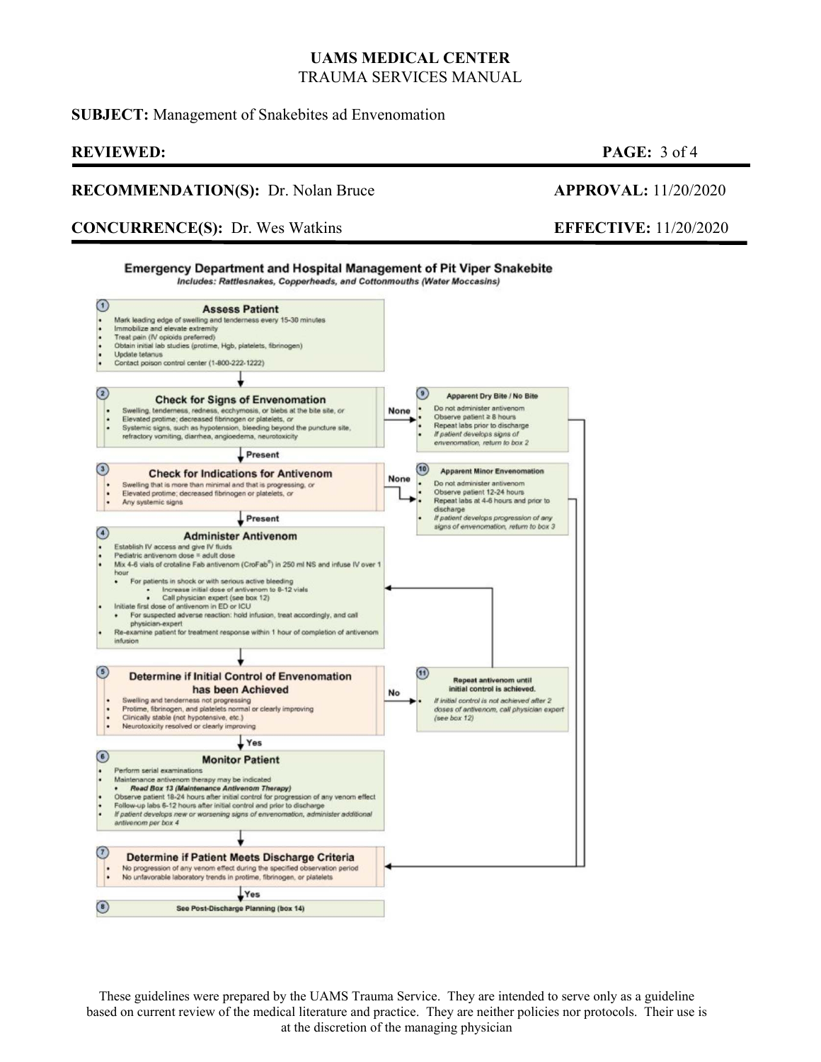**UAMS MEDICAL CENTER**
TRAUMA SERVICES MANUAL

**SUBJECT:** Management of Snakebites ad Envenomation

**REVIEWED:**

**RECOMMENDATION(S):** Dr. Nolan Bruce — **APPROVAL:** 11/20/2020

**CONCURRENCE(S):** Dr. Wes Watkins — **EFFECTIVE:** 11/20/2020

## Emergency Department and Hospital Management of Pit Viper Snakebite

*Includes: Rattlesnakes, Copperheads, and Cottonmouths (Water Moccasins)*

### 1 Assess Patient

- Mark leading edge of swelling and tenderness every 15-30 minutes
- Immobilize and elevate extremity
- Treat pain (IV opioids preferred)
- Obtain initial lab studies (protime, Hgb, platelets, fibrinogen)
- Update tetanus
- Contact poison control center (1-800-222-1222)

↓

### 2 Check for Signs of Envenomation

- Swelling, tenderness, redness, ecchymosis, or blebs at the bite site, or
- Elevated protime; decreased fibrinogen or platelets, or
- Systemic signs, such as hypotension, bleeding beyond the puncture site, refractory vomiting, diarrhea, angioedema, neurotoxicity

**None** → Box 9

**Present** ↓

### 9 Apparent Dry Bite / No Bite

- Do not administer antivenom
- Observe patient ≥ 8 hours
- Repeat labs prior to discharge
- *If patient develops signs of envenomation, return to box 2*

→ Box 7

### 3 Check for Indications for Antivenom

- Swelling that is more than minimal and that is progressing, or
- Elevated protime; decreased fibrinogen or platelets, or
- Any systemic signs

**None** → Box 10

**Present** ↓

### 10 Apparent Minor Envenomation

- Do not administer antivenom
- Observe patient 12-24 hours
- Repeat labs at 4-6 hours and prior to discharge
- *If patient develops progression of any signs of envenomation, return to box 3*

→ Box 7

### 4 Administer Antivenom

- Establish IV access and give IV fluids
- Pediatric antivenom dose = adult dose
- Mix 4-6 vials of crotaline Fab antivenom (CroFab®) in 250 ml NS and infuse IV over 1 hour
  - For patients in shock or with serious active bleeding
    - Increase initial dose of antivenom to 8-12 vials
    - Call physician expert (see box 12)
- Initiate first dose of antivenom in ED or ICU
  - For suspected adverse reaction: hold infusion, treat accordingly, and call physician-expert
- Re-examine patient for treatment response within 1 hour of completion of antivenom infusion

↓

### 5 Determine if Initial Control of Envenomation has been Achieved

- Swelling and tenderness not progressing
- Protime, fibrinogen, and platelets normal or clearly improving
- Clinically stable (not hypotensive, etc.)
- Neurotoxicity resolved or clearly improving

**No** → Box 11

**Yes** ↓

### 11 Repeat antivenom until initial control is achieved.

- *If initial control is not achieved after 2 doses of antivenom, call physician expert (see box 12)*

→ Box 4

### 6 Monitor Patient

- Perform serial examinations
- Maintenance antivenom therapy may be indicated
  - ***Read Box 13 (Maintenance Antivenom Therapy)***
- Observe patient 18-24 hours after initial control for progression of any venom effect
- Follow-up labs 6-12 hours after initial control and prior to discharge
- *If patient develops new or worsening signs of envenomation, administer additional antivenom per box 4*

↓

### 7 Determine if Patient Meets Discharge Criteria

- No progression of any venom effect during the specified observation period
- No unfavorable laboratory trends in protime, fibrinogen, or platelets

**Yes** ↓

### 8 See Post-Discharge Planning (box 14)

These guidelines were prepared by the UAMS Trauma Service. They are intended to serve only as a guideline based on current review of the medical literature and practice. They are neither policies nor protocols. Their use is at the discretion of the managing physician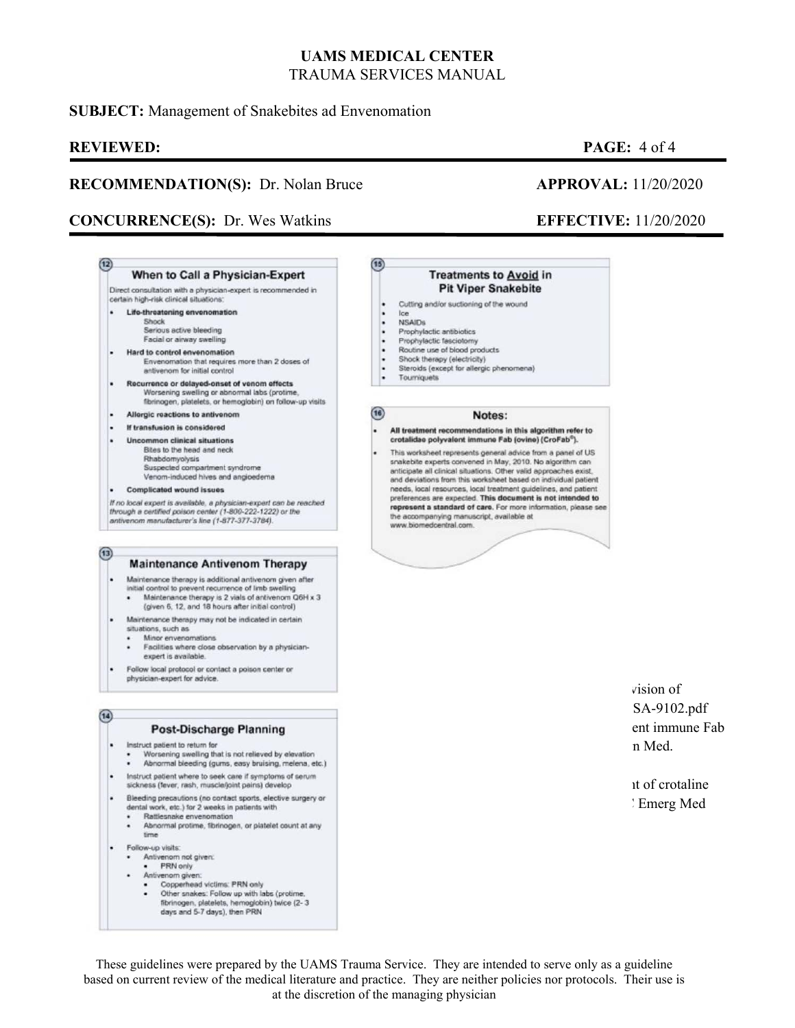**UAMS MEDICAL CENTER**
TRAUMA SERVICES MANUAL

**SUBJECT:** Management of Snakebites ad Envenomation

**REVIEWED:**

**RECOMMENDATION(S):** Dr. Nolan Bruce — **APPROVAL:** 11/20/2020

**CONCURRENCE(S):** Dr. Wes Watkins — **EFFECTIVE:** 11/20/2020

### (12) When to Call a Physician-Expert

Direct consultation with a physician-expert is recommended in certain high-risk clinical situations:

- **Life-threatening envenomation**
  - Shock
  - Serious active bleeding
  - Facial or airway swelling
- **Hard to control envenomation**
  - Envenomation that requires more than 2 doses of antivenom for initial control
- **Recurrence or delayed-onset of venom effects**
  - Worsening swelling or abnormal labs (protime, fibrinogen, platelets, or hemoglobin) on follow-up visits
- **Allergic reactions to antivenom**
- **If transfusion is considered**
- **Uncommon clinical situations**
  - Bites to the head and neck
  - Rhabdomyolysis
  - Suspected compartment syndrome
  - Venom-induced hives and angioedema
- **Complicated wound issues**

*If no local expert is available, a physician-expert can be reached through a certified poison center (1-800-222-1222) or the antivenom manufacturer's line (1-877-377-3784).*

### (13) Maintenance Antivenom Therapy

- Maintenance therapy is additional antivenom given after initial control to prevent recurrence of limb swelling
  - Maintenance therapy is 2 vials of antivenom Q6H x 3 (given 6, 12, and 18 hours after initial control)
- Maintenance therapy may not be indicated in certain situations, such as
  - Minor envenomations
  - Facilities where close observation by a physician-expert is available.
- Follow local protocol or contact a poison center or physician-expert for advice.

### (14) Post-Discharge Planning

- Instruct patient to return for
  - Worsening swelling that is not relieved by elevation
  - Abnormal bleeding (gums, easy bruising, melena, etc.)
- Instruct patient where to seek care if symptoms of serum sickness (fever, rash, muscle/joint pains) develop
- Bleeding precautions (no contact sports, elective surgery or dental work, etc.) for 2 weeks in patients with
  - Rattlesnake envenomation
  - Abnormal protime, fibrinogen, or platelet count at any time
- Follow-up visits:
  - Antivenom not given:
    - PRN only
  - Antivenom given:
    - Copperhead victims: PRN only
    - Other snakes: Follow up with labs (protime, fibrinogen, platelets, hemoglobin) twice (2-3 days and 5-7 days), then PRN

### (15) Treatments to Avoid in Pit Viper Snakebite

- Cutting and/or suctioning of the wound
- Ice
- NSAIDs
- Prophylactic antibiotics
- Prophylactic fasciotomy
- Routine use of blood products
- Shock therapy (electricity)
- Steroids (except for allergic phenomena)
- Tourniquets

### (16) Notes:

- **All treatment recommendations in this algorithm refer to crotalidae polyvalent immune Fab (ovine) (CroFab®).**
- This worksheet represents general advice from a panel of US snakebite experts convened in May, 2010. No algorithm can anticipate all clinical situations. Other valid approaches exist, and deviations from this worksheet based on individual patient needs, local resources, local treatment guidelines, and patient preferences are expected. **This document is not intended to represent a standard of care.** For more information, please see the accompanying manuscript, available at www.biomedcentral.com.

vision of
SA-9102.pdf
ent immune Fab
n Med.

nt of crotaline
Emerg Med

These guidelines were prepared by the UAMS Trauma Service. They are intended to serve only as a guideline based on current review of the medical literature and practice. They are neither policies nor protocols. Their use is at the discretion of the managing physician